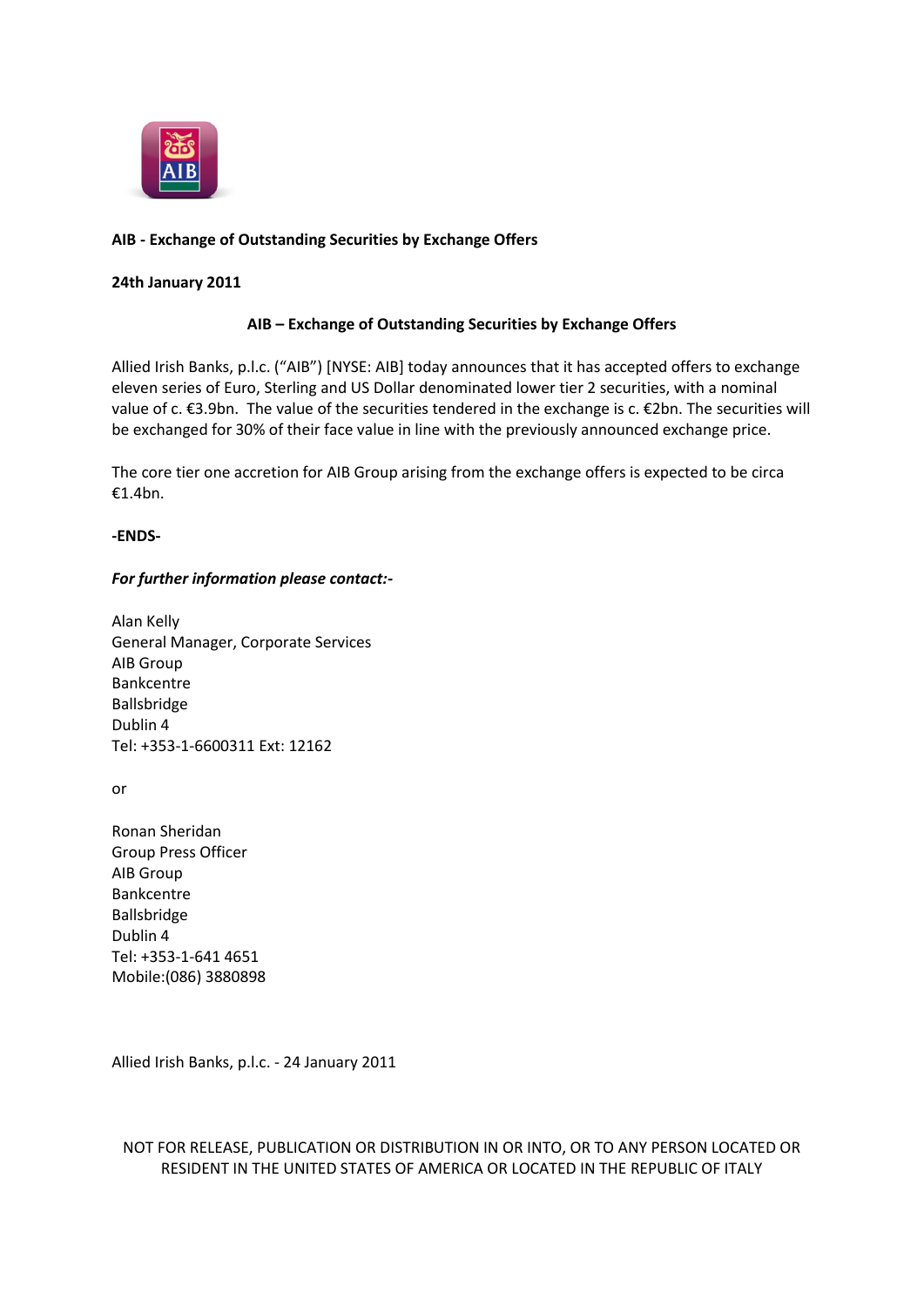**AIB - Exchange of Outstanding Securities by Exchange Offers**

**24th January 2011**

**AIB – Exchange of Outstanding Securities by Exchange Offers**

Allied Irish Banks, p.l.c. ("AIB") [NYSE: AIB] today announces that it has accepted offers to exchange eleven series of Euro, Sterling and US Dollar denominated lower tier 2 securities, with a nominal value of c. €3.9bn. The value of the securities tendered in the exchange is c. €2bn. The securities will be exchanged for 30% of their face value in line with the previously announced exchange price.

The core tier one accretion for AIB Group arising from the exchange offers is expected to be circa €1.4bn.

**-ENDS-**

***For further information please contact:-***

Alan Kelly
General Manager, Corporate Services
AIB Group
Bankcentre
Ballsbridge
Dublin 4
Tel: +353-1-6600311 Ext: 12162

or

Ronan Sheridan
Group Press Officer
AIB Group
Bankcentre
Ballsbridge
Dublin 4
Tel: +353-1-641 4651
Mobile:(086) 3880898

Allied Irish Banks, p.l.c. - 24 January 2011

NOT FOR RELEASE, PUBLICATION OR DISTRIBUTION IN OR INTO, OR TO ANY PERSON LOCATED OR RESIDENT IN THE UNITED STATES OF AMERICA OR LOCATED IN THE REPUBLIC OF ITALY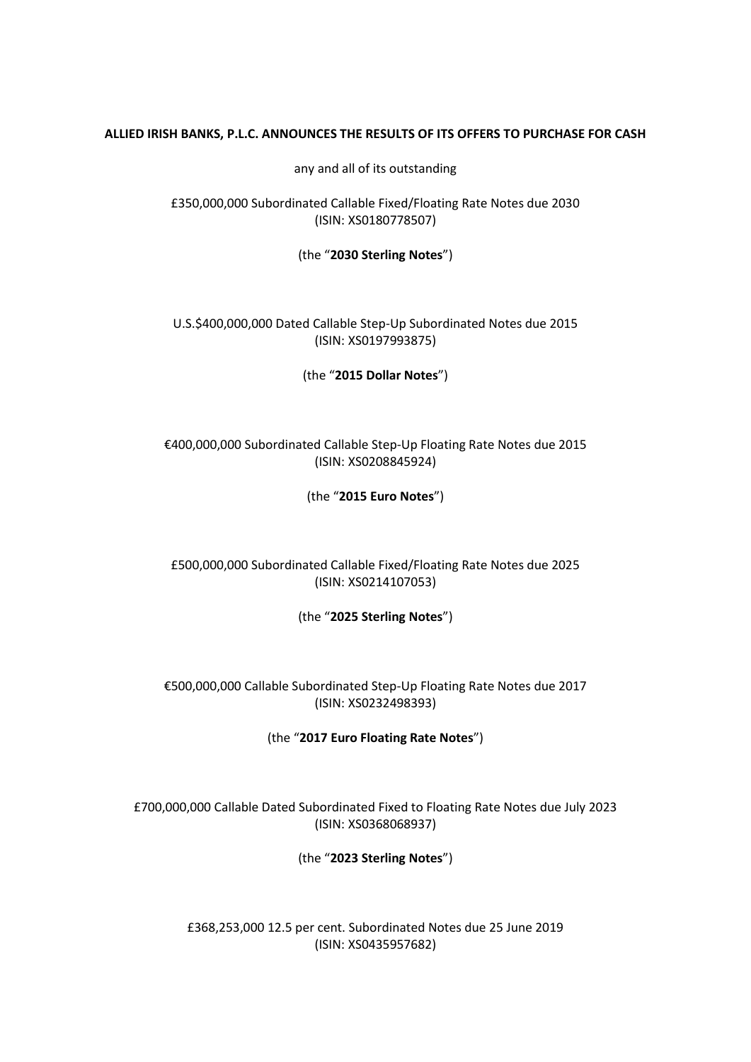**ALLIED IRISH BANKS, P.L.C. ANNOUNCES THE RESULTS OF ITS OFFERS TO PURCHASE FOR CASH**

any and all of its outstanding

£350,000,000 Subordinated Callable Fixed/Floating Rate Notes due 2030
(ISIN: XS0180778507)

(the "**2030 Sterling Notes**")

U.S.$400,000,000 Dated Callable Step-Up Subordinated Notes due 2015
(ISIN: XS0197993875)

(the "**2015 Dollar Notes**")

€400,000,000 Subordinated Callable Step-Up Floating Rate Notes due 2015
(ISIN: XS0208845924)

(the "**2015 Euro Notes**")

£500,000,000 Subordinated Callable Fixed/Floating Rate Notes due 2025
(ISIN: XS0214107053)

(the "**2025 Sterling Notes**")

€500,000,000 Callable Subordinated Step-Up Floating Rate Notes due 2017
(ISIN: XS0232498393)

(the "**2017 Euro Floating Rate Notes**")

£700,000,000 Callable Dated Subordinated Fixed to Floating Rate Notes due July 2023
(ISIN: XS0368068937)

(the "**2023 Sterling Notes**")

£368,253,000 12.5 per cent. Subordinated Notes due 25 June 2019
(ISIN: XS0435957682)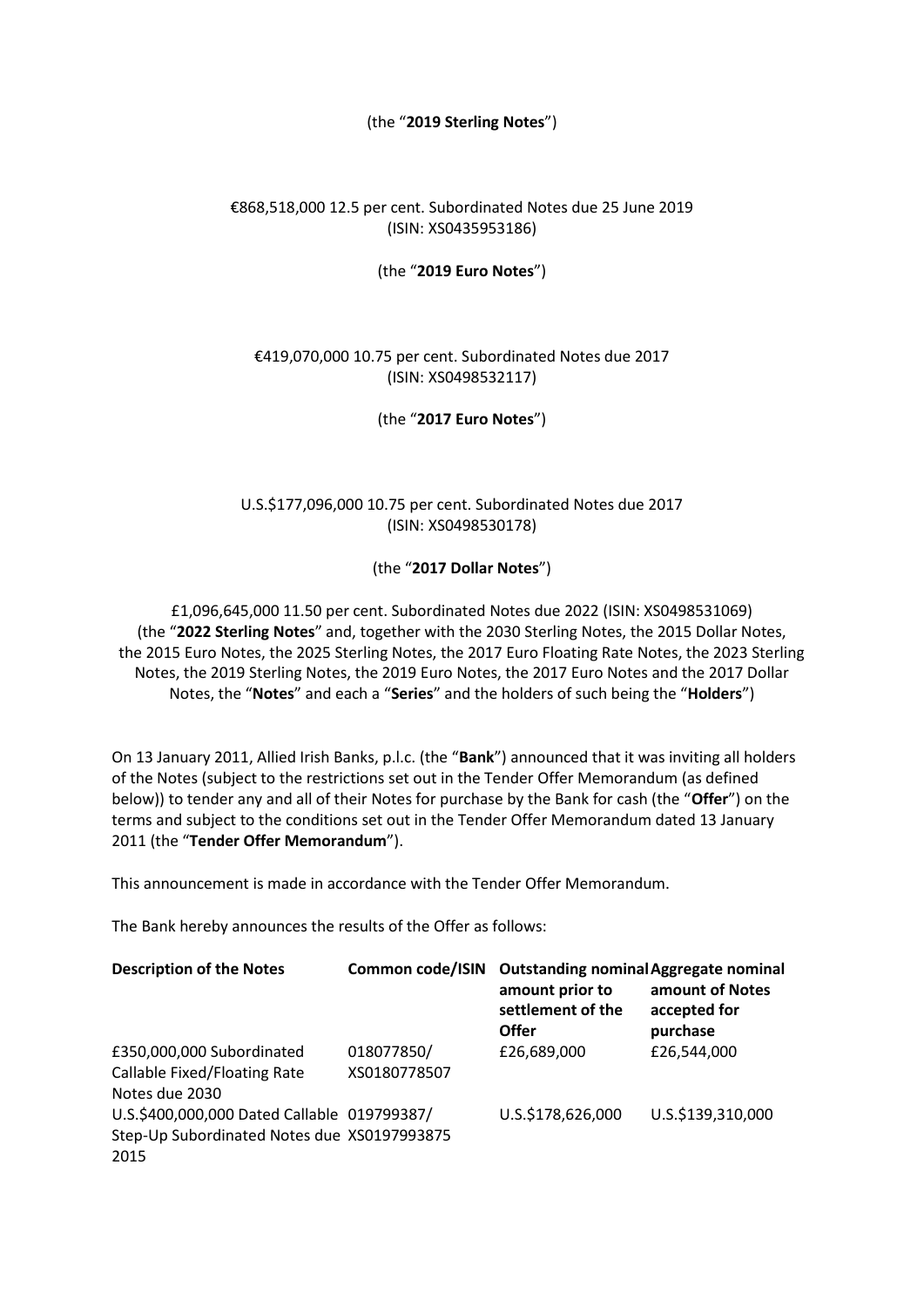(the "**2019 Sterling Notes**")

€868,518,000 12.5 per cent. Subordinated Notes due 25 June 2019
(ISIN: XS0435953186)

(the "**2019 Euro Notes**")

€419,070,000 10.75 per cent. Subordinated Notes due 2017
(ISIN: XS0498532117)

(the "**2017 Euro Notes**")

U.S.$177,096,000 10.75 per cent. Subordinated Notes due 2017
(ISIN: XS0498530178)

(the "**2017 Dollar Notes**")

£1,096,645,000 11.50 per cent. Subordinated Notes due 2022 (ISIN: XS0498531069)
(the "**2022 Sterling Notes**" and, together with the 2030 Sterling Notes, the 2015 Dollar Notes, the 2015 Euro Notes, the 2025 Sterling Notes, the 2017 Euro Floating Rate Notes, the 2023 Sterling Notes, the 2019 Sterling Notes, the 2019 Euro Notes, the 2017 Euro Notes and the 2017 Dollar Notes, the "**Notes**" and each a "**Series**" and the holders of such being the "**Holders**")

On 13 January 2011, Allied Irish Banks, p.l.c. (the "**Bank**") announced that it was inviting all holders of the Notes (subject to the restrictions set out in the Tender Offer Memorandum (as defined below)) to tender any and all of their Notes for purchase by the Bank for cash (the "**Offer**") on the terms and subject to the conditions set out in the Tender Offer Memorandum dated 13 January 2011 (the "**Tender Offer Memorandum**").

This announcement is made in accordance with the Tender Offer Memorandum.

The Bank hereby announces the results of the Offer as follows:

| Description of the Notes | Common code/ISIN | Outstanding nominal amount prior to settlement of the Offer | Aggregate nominal amount of Notes accepted for purchase |
|---|---|---|---|
| £350,000,000 Subordinated Callable Fixed/Floating Rate Notes due 2030 | 018077850/ XS0180778507 | £26,689,000 | £26,544,000 |
| U.S.$400,000,000 Dated Callable Step-Up Subordinated Notes due 2015 | 019799387/ XS0197993875 | U.S.$178,626,000 | U.S.$139,310,000 |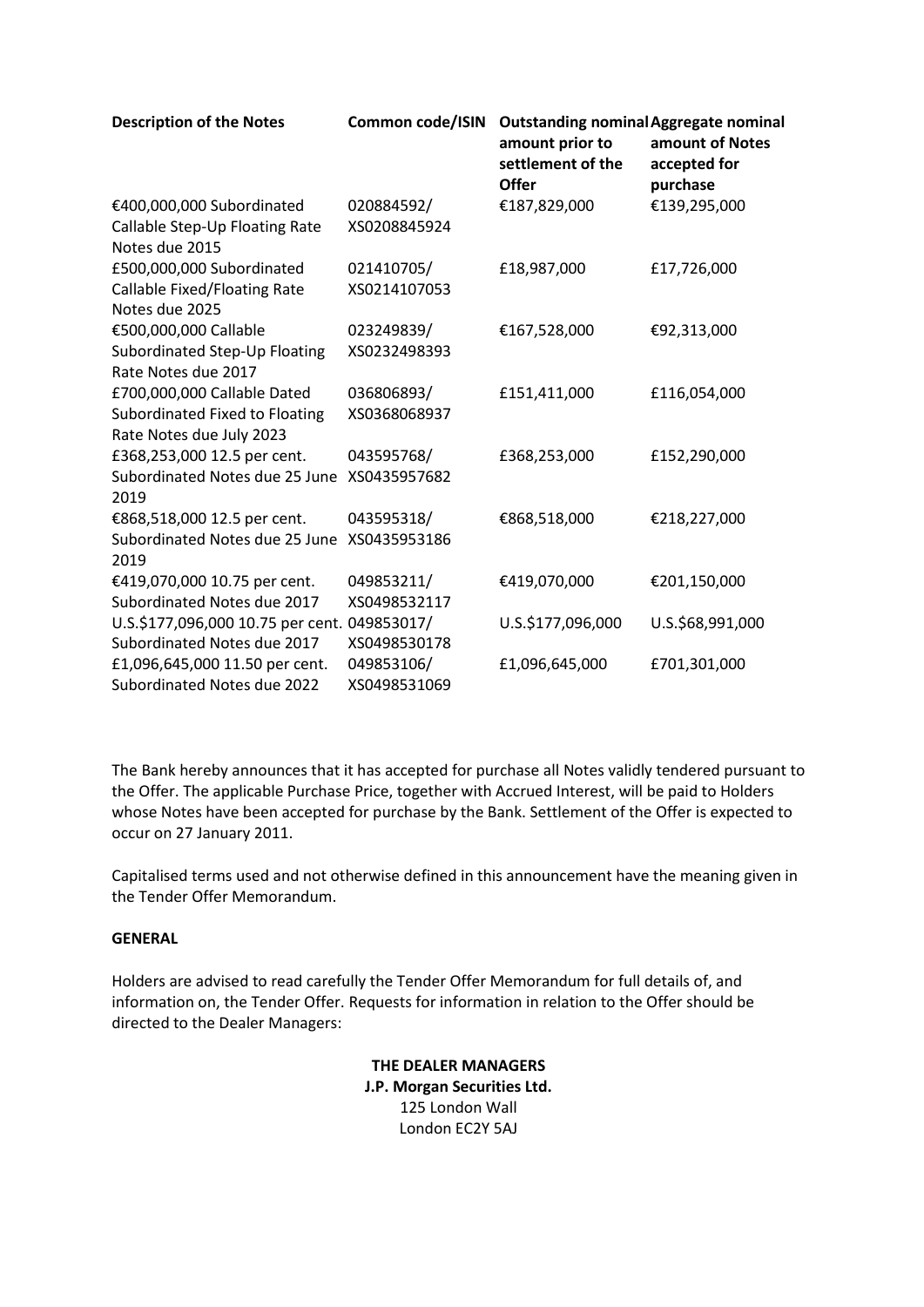| Description of the Notes | Common code/ISIN | Outstanding nominal amount prior to settlement of the Offer | Aggregate nominal amount of Notes accepted for purchase |
|---|---|---|---|
| €400,000,000 Subordinated Callable Step-Up Floating Rate Notes due 2015 | 020884592/ XS0208845924 | €187,829,000 | €139,295,000 |
| £500,000,000 Subordinated Callable Fixed/Floating Rate Notes due 2025 | 021410705/ XS0214107053 | £18,987,000 | £17,726,000 |
| €500,000,000 Callable Subordinated Step-Up Floating Rate Notes due 2017 | 023249839/ XS0232498393 | €167,528,000 | €92,313,000 |
| £700,000,000 Callable Dated Subordinated Fixed to Floating Rate Notes due July 2023 | 036806893/ XS0368068937 | £151,411,000 | £116,054,000 |
| £368,253,000 12.5 per cent. Subordinated Notes due 25 June 2019 | 043595768/ XS0435957682 | £368,253,000 | £152,290,000 |
| €868,518,000 12.5 per cent. Subordinated Notes due 25 June 2019 | 043595318/ XS0435953186 | €868,518,000 | €218,227,000 |
| €419,070,000 10.75 per cent. Subordinated Notes due 2017 | 049853211/ XS0498532117 | €419,070,000 | €201,150,000 |
| U.S.$177,096,000 10.75 per cent. Subordinated Notes due 2017 | 049853017/ XS0498530178 | U.S.$177,096,000 | U.S.$68,991,000 |
| £1,096,645,000 11.50 per cent. Subordinated Notes due 2022 | 049853106/ XS0498531069 | £1,096,645,000 | £701,301,000 |

The Bank hereby announces that it has accepted for purchase all Notes validly tendered pursuant to the Offer. The applicable Purchase Price, together with Accrued Interest, will be paid to Holders whose Notes have been accepted for purchase by the Bank. Settlement of the Offer is expected to occur on 27 January 2011.

Capitalised terms used and not otherwise defined in this announcement have the meaning given in the Tender Offer Memorandum.

**GENERAL**

Holders are advised to read carefully the Tender Offer Memorandum for full details of, and information on, the Tender Offer. Requests for information in relation to the Offer should be directed to the Dealer Managers:

**THE DEALER MANAGERS**

**J.P. Morgan Securities Ltd.**

125 London Wall

London EC2Y 5AJ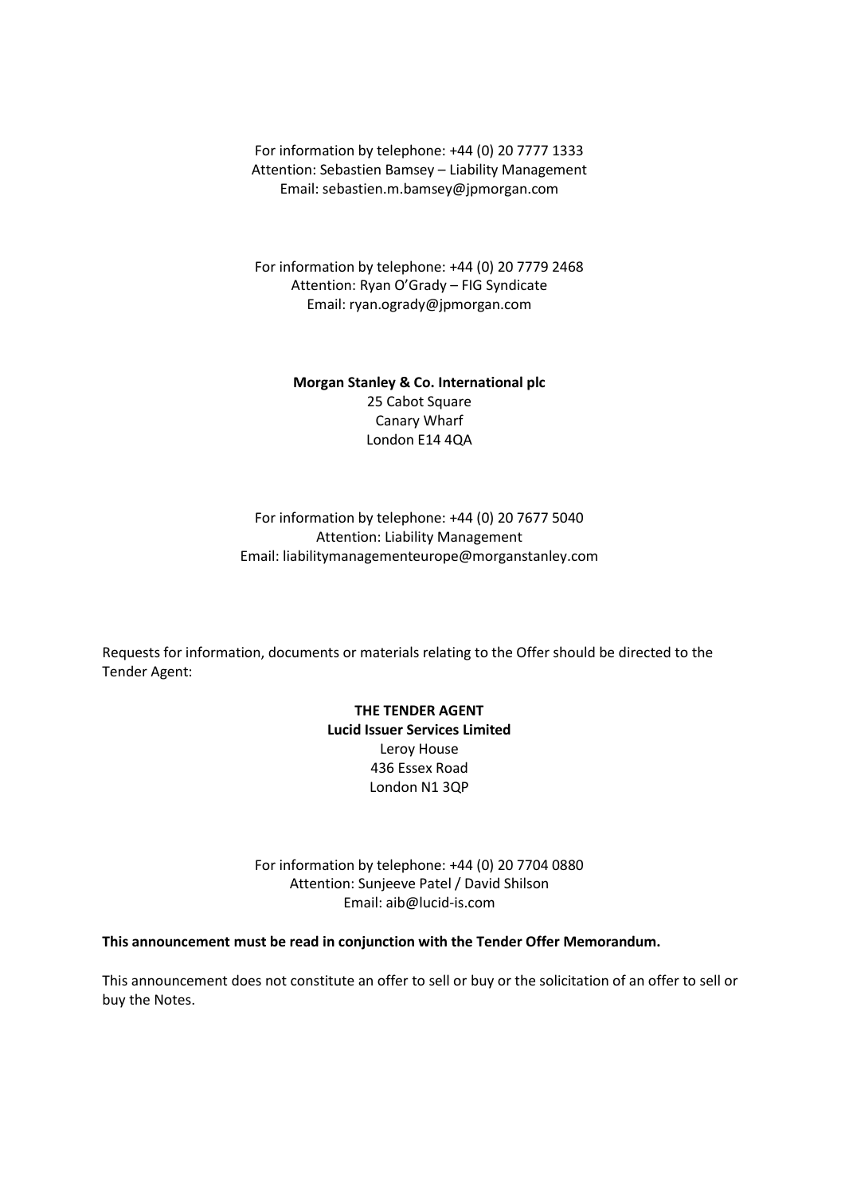For information by telephone: +44 (0) 20 7777 1333
Attention: Sebastien Bamsey – Liability Management
Email: sebastien.m.bamsey@jpmorgan.com

For information by telephone: +44 (0) 20 7779 2468
Attention: Ryan O'Grady – FIG Syndicate
Email: ryan.ogrady@jpmorgan.com

**Morgan Stanley & Co. International plc**
25 Cabot Square
Canary Wharf
London E14 4QA

For information by telephone: +44 (0) 20 7677 5040
Attention: Liability Management
Email: liabilitymanagementeurope@morganstanley.com

Requests for information, documents or materials relating to the Offer should be directed to the Tender Agent:

**THE TENDER AGENT**
**Lucid Issuer Services Limited**
Leroy House
436 Essex Road
London N1 3QP

For information by telephone: +44 (0) 20 7704 0880
Attention: Sunjeeve Patel / David Shilson
Email: aib@lucid-is.com

**This announcement must be read in conjunction with the Tender Offer Memorandum.**

This announcement does not constitute an offer to sell or buy or the solicitation of an offer to sell or buy the Notes.